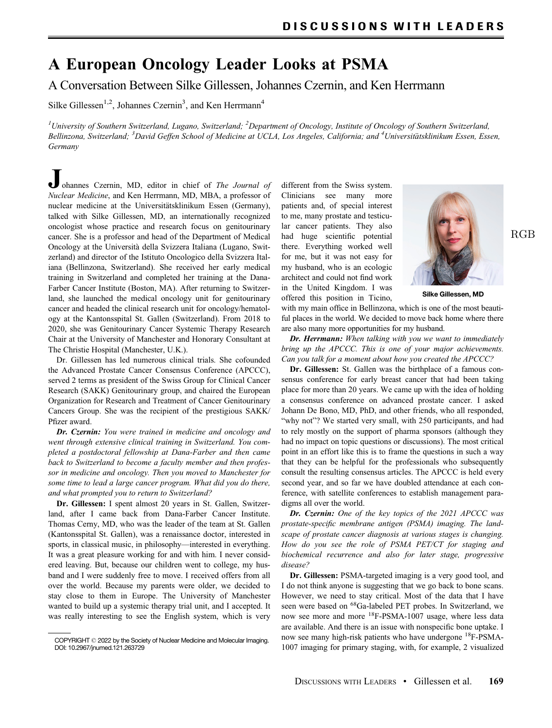# A European Oncology Leader Looks at PSMA

## A Conversation Between Silke Gillessen, Johannes Czernin, and Ken Herrmann

Silke Gillessen[1,2], Johannes Czernin[3], and Ken Herrmann[4]

[1]*University of Southern Switzerland, Lugano, Switzerland;* [2]*Department of Oncology, Institute of Oncology of Southern Switzerland, Bellinzona, Switzerland;* [3]*David Geffen School of Medicine at UCLA, Los Angeles, California; and* [4]*Universitätsklinikum Essen, Essen, Germany*

Johannes Czernin, MD, editor in chief of *The Journal of Nuclear Medicine*, and Ken Herrmann, MD, MBA, a professor of nuclear medicine at the Universitätsklinikum Essen (Germany), talked with Silke Gillessen, MD, an internationally recognized oncologist whose practice and research focus on genitourinary cancer. She is a professor and head of the Department of Medical Oncology at the Università della Svizzera Italiana (Lugano, Switzerland) and director of the Istituto Oncologico della Svizzera Italiana (Bellinzona, Switzerland). She received her early medical training in Switzerland and completed her training at the Dana-Farber Cancer Institute (Boston, MA). After returning to Switzerland, she launched the medical oncology unit for genitourinary cancer and headed the clinical research unit for oncology/hematology at the Kantonsspital St. Gallen (Switzerland). From 2018 to 2020, she was Genitourinary Cancer Systemic Therapy Research Chair at the University of Manchester and Honorary Consultant at The Christie Hospital (Manchester, U.K.).

Dr. Gillessen has led numerous clinical trials. She cofounded the Advanced Prostate Cancer Consensus Conference (APCCC), served 2 terms as president of the Swiss Group for Clinical Cancer Research (SAKK) Genitourinary group, and chaired the European Organization for Research and Treatment of Cancer Genitourinary Cancers Group. She was the recipient of the prestigious SAKK/Pfizer award.

***Dr. Czernin:*** *You were trained in medicine and oncology and went through extensive clinical training in Switzerland. You completed a postdoctoral fellowship at Dana-Farber and then came back to Switzerland to become a faculty member and then professor in medicine and oncology. Then you moved to Manchester for some time to lead a large cancer program. What did you do there, and what prompted you to return to Switzerland?*

**Dr. Gillessen:** I spent almost 20 years in St. Gallen, Switzerland, after I came back from Dana-Farber Cancer Institute. Thomas Cerny, MD, who was the leader of the team at St. Gallen (Kantonsspital St. Gallen), was a renaissance doctor, interested in sports, in classical music, in philosophy—interested in everything. It was a great pleasure working for and with him. I never considered leaving. But, because our children went to college, my husband and I were suddenly free to move. I received offers from all over the world. Because my parents were older, we decided to stay close to them in Europe. The University of Manchester wanted to build up a systemic therapy trial unit, and I accepted. It was really interesting to see the English system, which is very different from the Swiss system. Clinicians see many more patients and, of special interest to me, many prostate and testicular cancer patients. They also had huge scientific potential there. Everything worked well for me, but it was not easy for my husband, who is an ecologic architect and could not find work in the United Kingdom. I was offered this position in Ticino, with my main office in Bellinzona, which is one of the most beautiful places in the world. We decided to move back home where there are also many more opportunities for my husband.

Silke Gillessen, MD

***Dr. Herrmann:*** *When talking with you we want to immediately bring up the APCCC. This is one of your major achievements. Can you talk for a moment about how you created the APCCC?*

**Dr. Gillessen:** St. Gallen was the birthplace of a famous consensus conference for early breast cancer that had been taking place for more than 20 years. We came up with the idea of holding a consensus conference on advanced prostate cancer. I asked Johann De Bono, MD, PhD, and other friends, who all responded, "why not"? We started very small, with 250 participants, and had to rely mostly on the support of pharma sponsors (although they had no impact on topic questions or discussions). The most critical point in an effort like this is to frame the questions in such a way that they can be helpful for the professionals who subsequently consult the resulting consensus articles. The APCCC is held every second year, and so far we have doubled attendance at each conference, with satellite conferences to establish management paradigms all over the world.

***Dr. Czernin:*** *One of the key topics of the 2021 APCCC was prostate-specific membrane antigen (PSMA) imaging. The landscape of prostate cancer diagnosis at various stages is changing. How do you see the role of PSMA PET/CT for staging and biochemical recurrence and also for later stage, progressive disease?*

**Dr. Gillessen:** PSMA-targeted imaging is a very good tool, and I do not think anyone is suggesting that we go back to bone scans. However, we need to stay critical. Most of the data that I have seen were based on $^{68}$Ga-labeled PET probes. In Switzerland, we now see more and more $^{18}$F-PSMA-1007 usage, where less data are available. And there is an issue with nonspecific bone uptake. I now see many high-risk patients who have undergone $^{18}$F-PSMA-1007 imaging for primary staging, with, for example, 2 visualized

COPYRIGHT © 2022 by the Society of Nuclear Medicine and Molecular Imaging.
DOI: 10.2967/jnumed.121.263729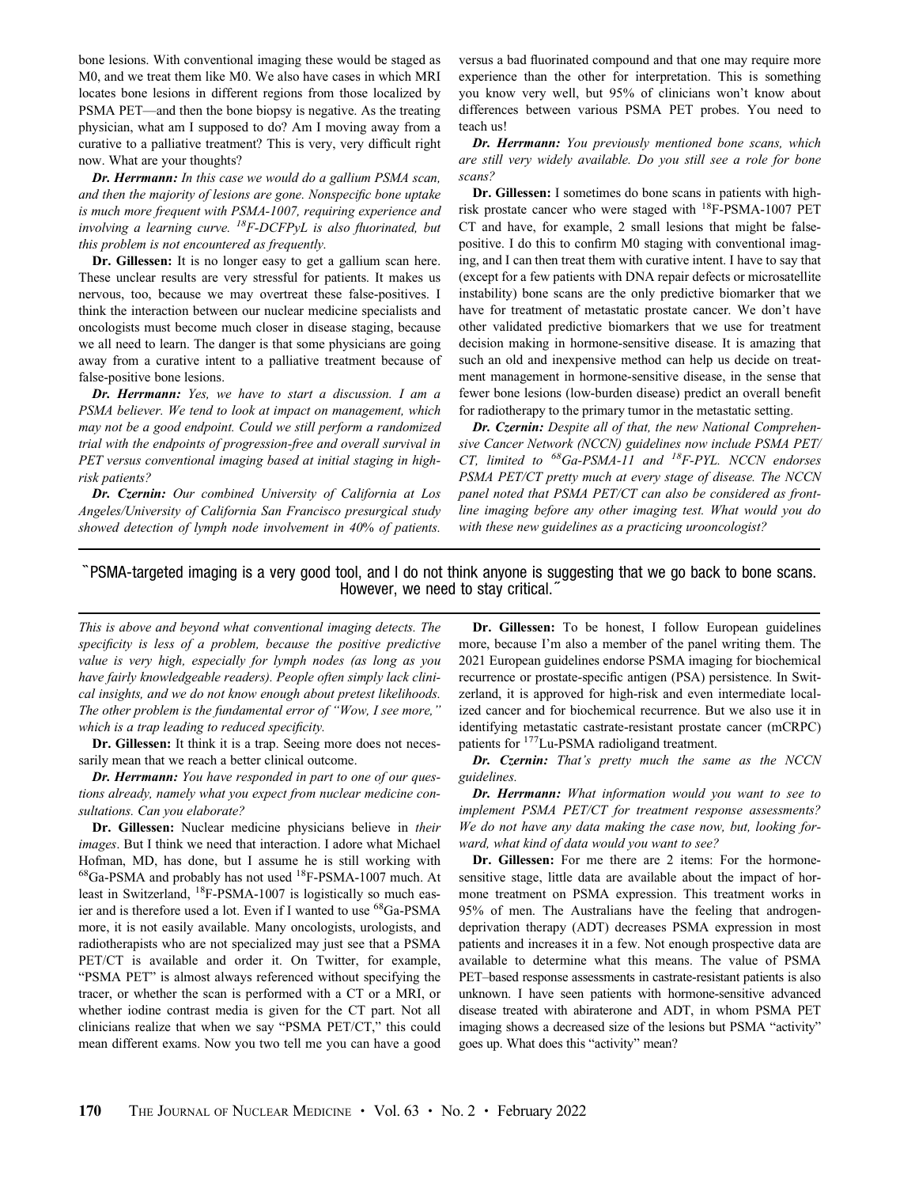bone lesions. With conventional imaging these would be staged as M0, and we treat them like M0. We also have cases in which MRI locates bone lesions in different regions from those localized by PSMA PET—and then the bone biopsy is negative. As the treating physician, what am I supposed to do? Am I moving away from a curative to a palliative treatment? This is very, very difficult right now. What are your thoughts?

***Dr. Herrmann:*** *In this case we would do a gallium PSMA scan, and then the majority of lesions are gone. Nonspecific bone uptake is much more frequent with PSMA-1007, requiring experience and involving a learning curve. $^{18}$F-DCFPyL is also fluorinated, but this problem is not encountered as frequently.*

**Dr. Gillessen:** It is no longer easy to get a gallium scan here. These unclear results are very stressful for patients. It makes us nervous, too, because we may overtreat these false-positives. I think the interaction between our nuclear medicine specialists and oncologists must become much closer in disease staging, because we all need to learn. The danger is that some physicians are going away from a curative intent to a palliative treatment because of false-positive bone lesions.

***Dr. Herrmann:*** *Yes, we have to start a discussion. I am a PSMA believer. We tend to look at impact on management, which may not be a good endpoint. Could we still perform a randomized trial with the endpoints of progression-free and overall survival in PET versus conventional imaging based at initial staging in high-risk patients?*

***Dr. Czernin:*** *Our combined University of California at Los Angeles/University of California San Francisco presurgical study showed detection of lymph node involvement in 40% of patients. This is above and beyond what conventional imaging detects. The specificity is less of a problem, because the positive predictive value is very high, especially for lymph nodes (as long as you have fairly knowledgeable readers). People often simply lack clinical insights, and we do not know enough about pretest likelihoods. The other problem is the fundamental error of "Wow, I see more," which is a trap leading to reduced specificity.*

**Dr. Gillessen:** It think it is a trap. Seeing more does not necessarily mean that we reach a better clinical outcome.

***Dr. Herrmann:*** *You have responded in part to one of our questions already, namely what you expect from nuclear medicine consultations. Can you elaborate?*

**Dr. Gillessen:** Nuclear medicine physicians believe in *their images*. But I think we need that interaction. I adore what Michael Hofman, MD, has done, but I assume he is still working with $^{68}$Ga-PSMA and probably has not used $^{18}$F-PSMA-1007 much. At least in Switzerland, $^{18}$F-PSMA-1007 is logistically so much easier and is therefore used a lot. Even if I wanted to use $^{68}$Ga-PSMA more, it is not easily available. Many oncologists, urologists, and radiotherapists who are not specialized may just see that a PSMA PET/CT is available and order it. On Twitter, for example, "PSMA PET" is almost always referenced without specifying the tracer, or whether the scan is performed with a CT or a MRI, or whether iodine contrast media is given for the CT part. Not all clinicians realize that when we say "PSMA PET/CT," this could mean different exams. Now you two tell me you can have a good versus a bad fluorinated compound and that one may require more experience than the other for interpretation. This is something you know very well, but 95% of clinicians won't know about differences between various PSMA PET probes. You need to teach us!

***Dr. Herrmann:*** *You previously mentioned bone scans, which are still very widely available. Do you still see a role for bone scans?*

**Dr. Gillessen:** I sometimes do bone scans in patients with high-risk prostate cancer who were staged with $^{18}$F-PSMA-1007 PET CT and have, for example, 2 small lesions that might be false-positive. I do this to confirm M0 staging with conventional imaging, and I can then treat them with curative intent. I have to say that (except for a few patients with DNA repair defects or microsatellite instability) bone scans are the only predictive biomarker that we have for treatment of metastatic prostate cancer. We don't have other validated predictive biomarkers that we use for treatment decision making in hormone-sensitive disease. It is amazing that such an old and inexpensive method can help us decide on treatment management in hormone-sensitive disease, in the sense that fewer bone lesions (low-burden disease) predict an overall benefit for radiotherapy to the primary tumor in the metastatic setting.

***Dr. Czernin:*** *Despite all of that, the new National Comprehensive Cancer Network (NCCN) guidelines now include PSMA PET/CT, limited to $^{68}$Ga-PSMA-11 and $^{18}$F-PYL. NCCN endorses PSMA PET/CT pretty much at every stage of disease. The NCCN panel noted that PSMA PET/CT can also be considered as front-line imaging before any other imaging test. What would you do with these new guidelines as a practicing urooncologist?*

> "PSMA-targeted imaging is a very good tool, and I do not think anyone is suggesting that we go back to bone scans. However, we need to stay critical."

**Dr. Gillessen:** To be honest, I follow European guidelines more, because I'm also a member of the panel writing them. The 2021 European guidelines endorse PSMA imaging for biochemical recurrence or prostate-specific antigen (PSA) persistence. In Switzerland, it is approved for high-risk and even intermediate localized cancer and for biochemical recurrence. But we also use it in identifying metastatic castrate-resistant prostate cancer (mCRPC) patients for $^{177}$Lu-PSMA radioligand treatment.

***Dr. Czernin:*** *That's pretty much the same as the NCCN guidelines.*

***Dr. Herrmann:*** *What information would you want to see to implement PSMA PET/CT for treatment response assessments? We do not have any data making the case now, but, looking forward, what kind of data would you want to see?*

**Dr. Gillessen:** For me there are 2 items: For the hormone-sensitive stage, little data are available about the impact of hormone treatment on PSMA expression. This treatment works in 95% of men. The Australians have the feeling that androgen-deprivation therapy (ADT) decreases PSMA expression in most patients and increases it in a few. Not enough prospective data are available to determine what this means. The value of PSMA PET–based response assessments in castrate-resistant patients is also unknown. I have seen patients with hormone-sensitive advanced disease treated with abiraterone and ADT, in whom PSMA PET imaging shows a decreased size of the lesions but PSMA "activity" goes up. What does this "activity" mean?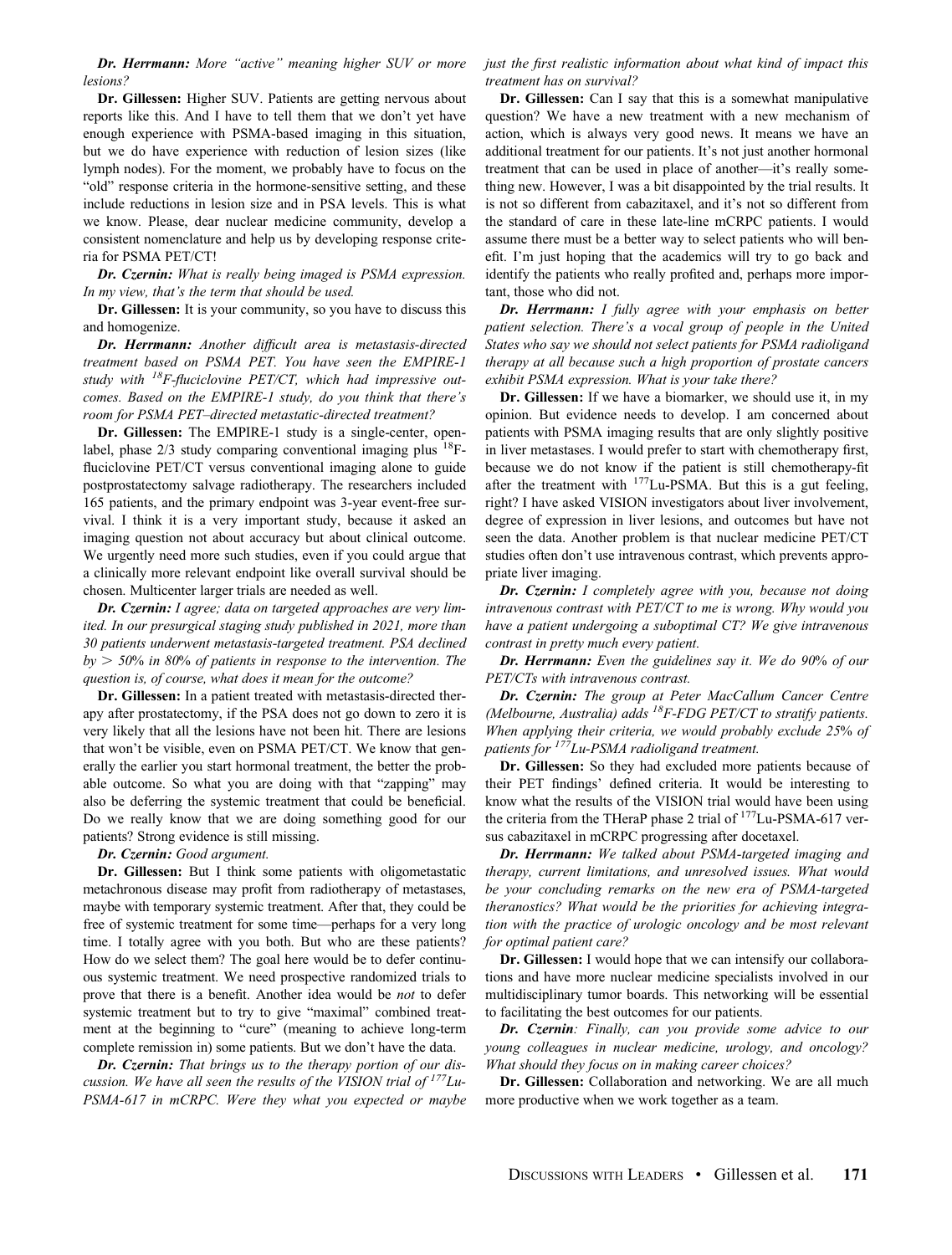***Dr. Herrmann:*** *More "active" meaning higher SUV or more lesions?*

**Dr. Gillessen:** Higher SUV. Patients are getting nervous about reports like this. And I have to tell them that we don't yet have enough experience with PSMA-based imaging in this situation, but we do have experience with reduction of lesion sizes (like lymph nodes). For the moment, we probably have to focus on the "old" response criteria in the hormone-sensitive setting, and these include reductions in lesion size and in PSA levels. This is what we know. Please, dear nuclear medicine community, develop a consistent nomenclature and help us by developing response criteria for PSMA PET/CT!

***Dr. Czernin:*** *What is really being imaged is PSMA expression. In my view, that's the term that should be used.*

**Dr. Gillessen:** It is your community, so you have to discuss this and homogenize.

***Dr. Herrmann:*** *Another difficult area is metastasis-directed treatment based on PSMA PET. You have seen the EMPIRE-1 study with $^{18}$F-fluciclovine PET/CT, which had impressive outcomes. Based on the EMPIRE-1 study, do you think that there's room for PSMA PET–directed metastatic-directed treatment?*

**Dr. Gillessen:** The EMPIRE-1 study is a single-center, open-label, phase 2/3 study comparing conventional imaging plus $^{18}$F-fluciclovine PET/CT versus conventional imaging alone to guide postprostatectomy salvage radiotherapy. The researchers included 165 patients, and the primary endpoint was 3-year event-free survival. I think it is a very important study, because it asked an imaging question not about accuracy but about clinical outcome. We urgently need more such studies, even if you could argue that a clinically more relevant endpoint like overall survival should be chosen. Multicenter larger trials are needed as well.

***Dr. Czernin:*** *I agree; data on targeted approaches are very limited. In our presurgical staging study published in 2021, more than 30 patients underwent metastasis-targeted treatment. PSA declined by $>$ 50% in 80% of patients in response to the intervention. The question is, of course, what does it mean for the outcome?*

**Dr. Gillessen:** In a patient treated with metastasis-directed therapy after prostatectomy, if the PSA does not go down to zero it is very likely that all the lesions have not been hit. There are lesions that won't be visible, even on PSMA PET/CT. We know that generally the earlier you start hormonal treatment, the better the probable outcome. So what you are doing with that "zapping" may also be deferring the systemic treatment that could be beneficial. Do we really know that we are doing something good for our patients? Strong evidence is still missing.

***Dr. Czernin:*** *Good argument.*

**Dr. Gillessen:** But I think some patients with oligometastatic metachronous disease may profit from radiotherapy of metastases, maybe with temporary systemic treatment. After that, they could be free of systemic treatment for some time—perhaps for a very long time. I totally agree with you both. But who are these patients? How do we select them? The goal here would be to defer continuous systemic treatment. We need prospective randomized trials to prove that there is a benefit. Another idea would be *not* to defer systemic treatment but to try to give "maximal" combined treatment at the beginning to "cure" (meaning to achieve long-term complete remission in) some patients. But we don't have the data.

***Dr. Czernin:*** *That brings us to the therapy portion of our discussion. We have all seen the results of the VISION trial of $^{177}$Lu-PSMA-617 in mCRPC. Were they what you expected or maybe just the first realistic information about what kind of impact this treatment has on survival?*

**Dr. Gillessen:** Can I say that this is a somewhat manipulative question? We have a new treatment with a new mechanism of action, which is always very good news. It means we have an additional treatment for our patients. It's not just another hormonal treatment that can be used in place of another—it's really something new. However, I was a bit disappointed by the trial results. It is not so different from cabazitaxel, and it's not so different from the standard of care in these late-line mCRPC patients. I would assume there must be a better way to select patients who will benefit. I'm just hoping that the academics will try to go back and identify the patients who really profited and, perhaps more important, those who did not.

***Dr. Herrmann:*** *I fully agree with your emphasis on better patient selection. There's a vocal group of people in the United States who say we should not select patients for PSMA radioligand therapy at all because such a high proportion of prostate cancers exhibit PSMA expression. What is your take there?*

**Dr. Gillessen:** If we have a biomarker, we should use it, in my opinion. But evidence needs to develop. I am concerned about patients with PSMA imaging results that are only slightly positive in liver metastases. I would prefer to start with chemotherapy first, because we do not know if the patient is still chemotherapy-fit after the treatment with $^{177}$Lu-PSMA. But this is a gut feeling, right? I have asked VISION investigators about liver involvement, degree of expression in liver lesions, and outcomes but have not seen the data. Another problem is that nuclear medicine PET/CT studies often don't use intravenous contrast, which prevents appropriate liver imaging.

***Dr. Czernin:*** *I completely agree with you, because not doing intravenous contrast with PET/CT to me is wrong. Why would you have a patient undergoing a suboptimal CT? We give intravenous contrast in pretty much every patient.*

***Dr. Herrmann:*** *Even the guidelines say it. We do 90% of our PET/CTs with intravenous contrast.*

***Dr. Czernin:*** *The group at Peter MacCallum Cancer Centre (Melbourne, Australia) adds $^{18}$F-FDG PET/CT to stratify patients. When applying their criteria, we would probably exclude 25% of patients for $^{177}$Lu-PSMA radioligand treatment.*

**Dr. Gillessen:** So they had excluded more patients because of their PET findings' defined criteria. It would be interesting to know what the results of the VISION trial would have been using the criteria from the TheraP phase 2 trial of $^{177}$Lu-PSMA-617 versus cabazitaxel in mCRPC progressing after docetaxel.

***Dr. Herrmann:*** *We talked about PSMA-targeted imaging and therapy, current limitations, and unresolved issues. What would be your concluding remarks on the new era of PSMA-targeted theranostics? What would be the priorities for achieving integration with the practice of urologic oncology and be most relevant for optimal patient care?*

**Dr. Gillessen:** I would hope that we can intensify our collaborations and have more nuclear medicine specialists involved in our multidisciplinary tumor boards. This networking will be essential to facilitating the best outcomes for our patients.

***Dr. Czernin****: Finally, can you provide some advice to our young colleagues in nuclear medicine, urology, and oncology? What should they focus on in making career choices?*

**Dr. Gillessen:** Collaboration and networking. We are all much more productive when we work together as a team.